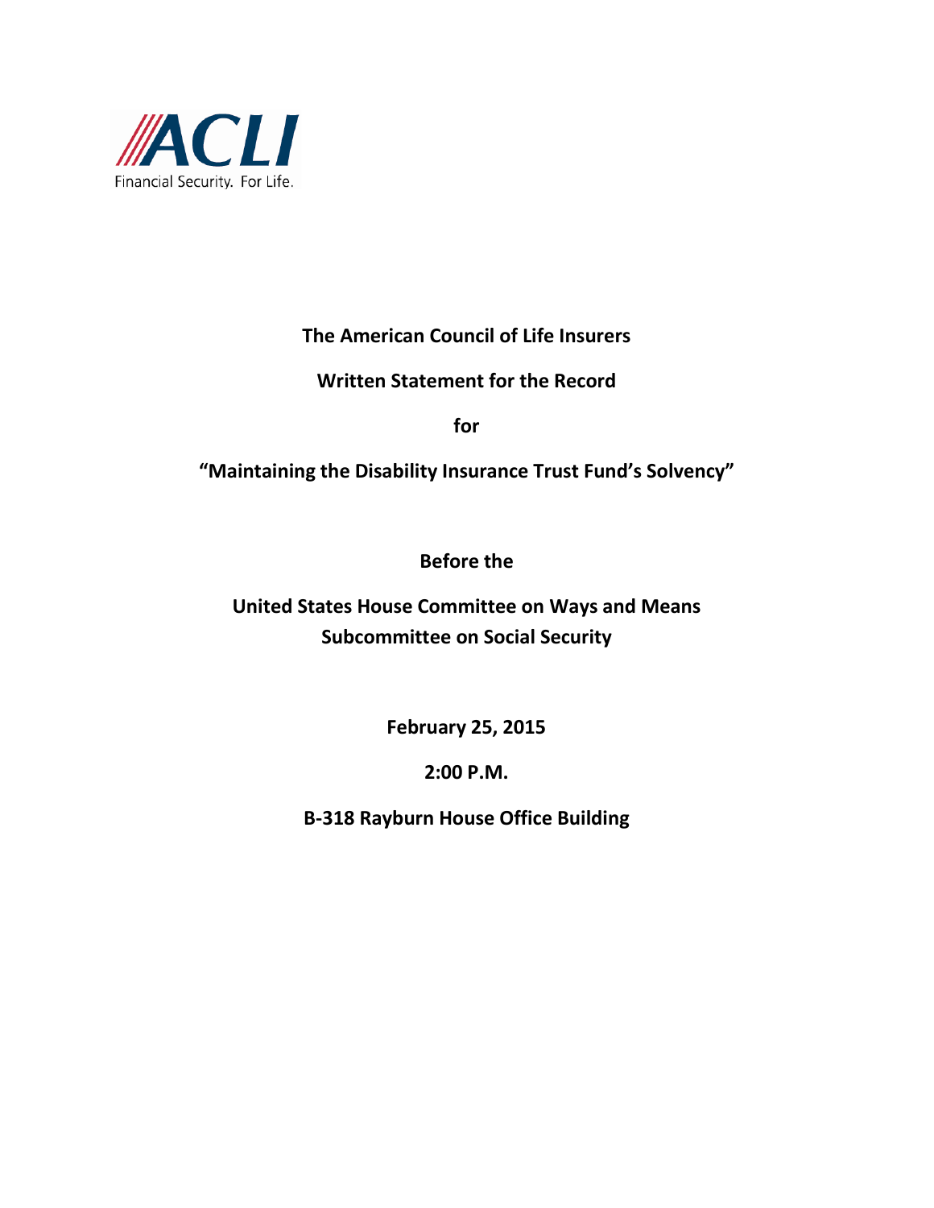ACLI

Financial Security. For Life.

**The American Council of Life Insurers**

**Written Statement for the Record**

**for**

**"Maintaining the Disability Insurance Trust Fund's Solvency"**

**Before the**

**United States House Committee on Ways and Means**
**Subcommittee on Social Security**

**February 25, 2015**

**2:00 P.M.**

**B-318 Rayburn House Office Building**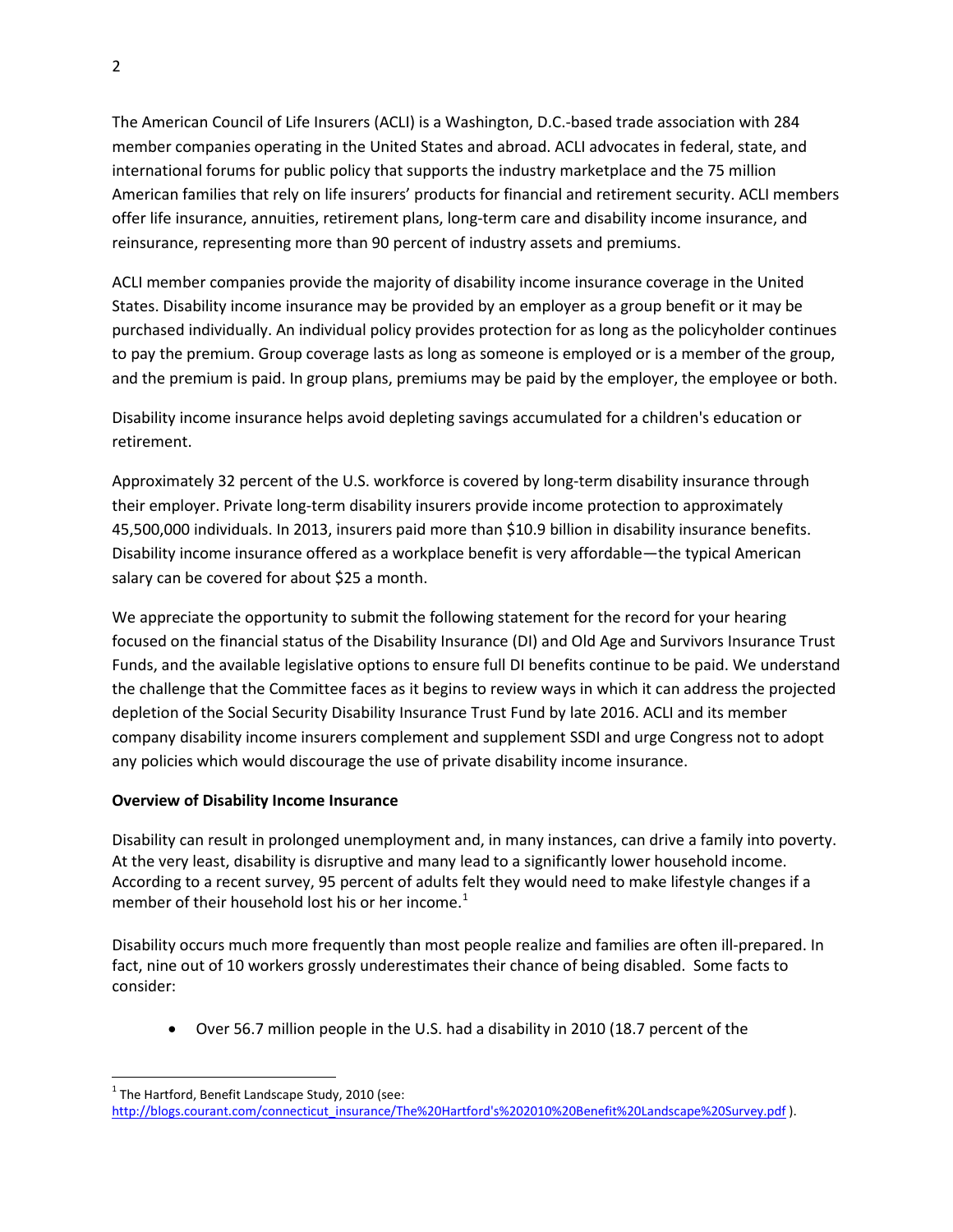The American Council of Life Insurers (ACLI) is a Washington, D.C.-based trade association with 284 member companies operating in the United States and abroad. ACLI advocates in federal, state, and international forums for public policy that supports the industry marketplace and the 75 million American families that rely on life insurers' products for financial and retirement security. ACLI members offer life insurance, annuities, retirement plans, long-term care and disability income insurance, and reinsurance, representing more than 90 percent of industry assets and premiums.

ACLI member companies provide the majority of disability income insurance coverage in the United States. Disability income insurance may be provided by an employer as a group benefit or it may be purchased individually. An individual policy provides protection for as long as the policyholder continues to pay the premium. Group coverage lasts as long as someone is employed or is a member of the group, and the premium is paid. In group plans, premiums may be paid by the employer, the employee or both.

Disability income insurance helps avoid depleting savings accumulated for a children's education or retirement.

Approximately 32 percent of the U.S. workforce is covered by long-term disability insurance through their employer. Private long-term disability insurers provide income protection to approximately 45,500,000 individuals. In 2013, insurers paid more than $10.9 billion in disability insurance benefits. Disability income insurance offered as a workplace benefit is very affordable—the typical American salary can be covered for about $25 a month.

We appreciate the opportunity to submit the following statement for the record for your hearing focused on the financial status of the Disability Insurance (DI) and Old Age and Survivors Insurance Trust Funds, and the available legislative options to ensure full DI benefits continue to be paid. We understand the challenge that the Committee faces as it begins to review ways in which it can address the projected depletion of the Social Security Disability Insurance Trust Fund by late 2016. ACLI and its member company disability income insurers complement and supplement SSDI and urge Congress not to adopt any policies which would discourage the use of private disability income insurance.

**Overview of Disability Income Insurance**

Disability can result in prolonged unemployment and, in many instances, can drive a family into poverty. At the very least, disability is disruptive and many lead to a significantly lower household income. According to a recent survey, 95 percent of adults felt they would need to make lifestyle changes if a member of their household lost his or her income.[1]

Disability occurs much more frequently than most people realize and families are often ill-prepared. In fact, nine out of 10 workers grossly underestimates their chance of being disabled. Some facts to consider:

- Over 56.7 million people in the U.S. had a disability in 2010 (18.7 percent of the

[1] The Hartford, Benefit Landscape Study, 2010 (see: http://blogs.courant.com/connecticut_insurance/The%20Hartford's%202010%20Benefit%20Landscape%20Survey.pdf ).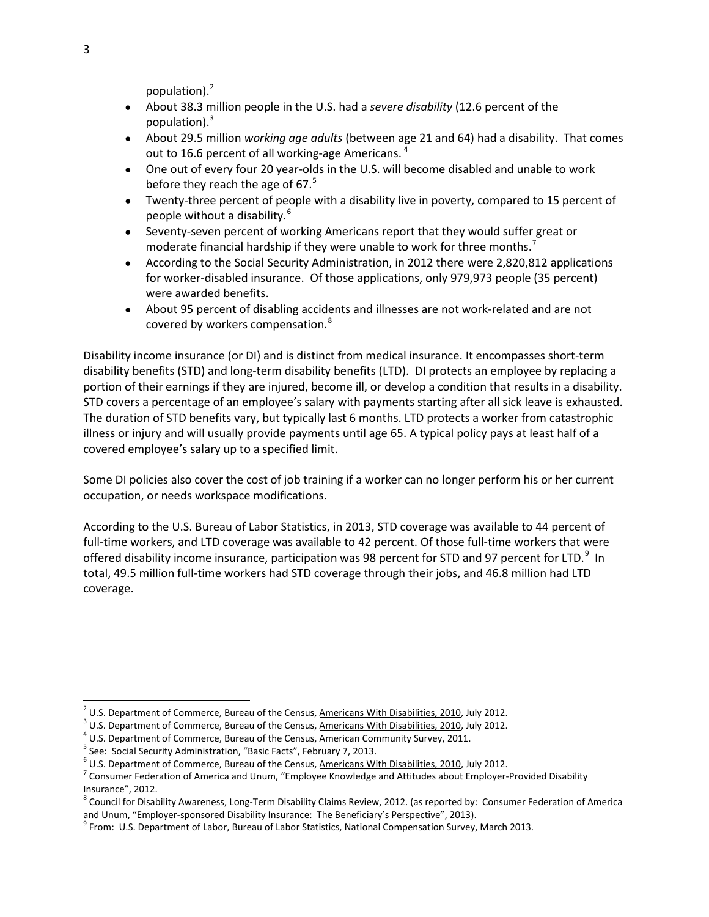population).[2]

- About 38.3 million people in the U.S. had a *severe disability* (12.6 percent of the population).[3]
- About 29.5 million *working age adults* (between age 21 and 64) had a disability. That comes out to 16.6 percent of all working-age Americans.[4]
- One out of every four 20 year-olds in the U.S. will become disabled and unable to work before they reach the age of 67.[5]
- Twenty-three percent of people with a disability live in poverty, compared to 15 percent of people without a disability.[6]
- Seventy-seven percent of working Americans report that they would suffer great or moderate financial hardship if they were unable to work for three months.[7]
- According to the Social Security Administration, in 2012 there were 2,820,812 applications for worker-disabled insurance. Of those applications, only 979,973 people (35 percent) were awarded benefits.
- About 95 percent of disabling accidents and illnesses are not work-related and are not covered by workers compensation.[8]

Disability income insurance (or DI) and is distinct from medical insurance. It encompasses short-term disability benefits (STD) and long-term disability benefits (LTD). DI protects an employee by replacing a portion of their earnings if they are injured, become ill, or develop a condition that results in a disability. STD covers a percentage of an employee's salary with payments starting after all sick leave is exhausted. The duration of STD benefits vary, but typically last 6 months. LTD protects a worker from catastrophic illness or injury and will usually provide payments until age 65. A typical policy pays at least half of a covered employee's salary up to a specified limit.

Some DI policies also cover the cost of job training if a worker can no longer perform his or her current occupation, or needs workspace modifications.

According to the U.S. Bureau of Labor Statistics, in 2013, STD coverage was available to 44 percent of full-time workers, and LTD coverage was available to 42 percent. Of those full-time workers that were offered disability income insurance, participation was 98 percent for STD and 97 percent for LTD.[9] In total, 49.5 million full-time workers had STD coverage through their jobs, and 46.8 million had LTD coverage.

---

[2] U.S. Department of Commerce, Bureau of the Census, Americans With Disabilities, 2010, July 2012.
[3] U.S. Department of Commerce, Bureau of the Census, Americans With Disabilities, 2010, July 2012.
[4] U.S. Department of Commerce, Bureau of the Census, American Community Survey, 2011.
[5] See: Social Security Administration, "Basic Facts", February 7, 2013.
[6] U.S. Department of Commerce, Bureau of the Census, Americans With Disabilities, 2010, July 2012.
[7] Consumer Federation of America and Unum, "Employee Knowledge and Attitudes about Employer-Provided Disability Insurance", 2012.
[8] Council for Disability Awareness, Long-Term Disability Claims Review, 2012. (as reported by: Consumer Federation of America and Unum, "Employer-sponsored Disability Insurance: The Beneficiary's Perspective", 2013).
[9] From: U.S. Department of Labor, Bureau of Labor Statistics, National Compensation Survey, March 2013.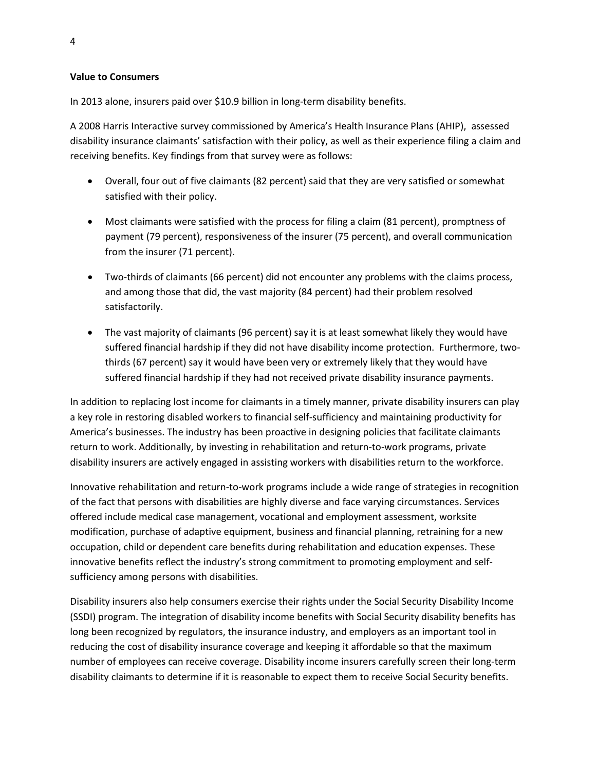**Value to Consumers**

In 2013 alone, insurers paid over $10.9 billion in long-term disability benefits.

A 2008 Harris Interactive survey commissioned by America's Health Insurance Plans (AHIP), assessed disability insurance claimants' satisfaction with their policy, as well as their experience filing a claim and receiving benefits. Key findings from that survey were as follows:

- Overall, four out of five claimants (82 percent) said that they are very satisfied or somewhat satisfied with their policy.
- Most claimants were satisfied with the process for filing a claim (81 percent), promptness of payment (79 percent), responsiveness of the insurer (75 percent), and overall communication from the insurer (71 percent).
- Two-thirds of claimants (66 percent) did not encounter any problems with the claims process, and among those that did, the vast majority (84 percent) had their problem resolved satisfactorily.
- The vast majority of claimants (96 percent) say it is at least somewhat likely they would have suffered financial hardship if they did not have disability income protection. Furthermore, two-thirds (67 percent) say it would have been very or extremely likely that they would have suffered financial hardship if they had not received private disability insurance payments.

In addition to replacing lost income for claimants in a timely manner, private disability insurers can play a key role in restoring disabled workers to financial self-sufficiency and maintaining productivity for America's businesses. The industry has been proactive in designing policies that facilitate claimants return to work. Additionally, by investing in rehabilitation and return-to-work programs, private disability insurers are actively engaged in assisting workers with disabilities return to the workforce.

Innovative rehabilitation and return-to-work programs include a wide range of strategies in recognition of the fact that persons with disabilities are highly diverse and face varying circumstances. Services offered include medical case management, vocational and employment assessment, worksite modification, purchase of adaptive equipment, business and financial planning, retraining for a new occupation, child or dependent care benefits during rehabilitation and education expenses. These innovative benefits reflect the industry's strong commitment to promoting employment and self-sufficiency among persons with disabilities.

Disability insurers also help consumers exercise their rights under the Social Security Disability Income (SSDI) program. The integration of disability income benefits with Social Security disability benefits has long been recognized by regulators, the insurance industry, and employers as an important tool in reducing the cost of disability insurance coverage and keeping it affordable so that the maximum number of employees can receive coverage. Disability income insurers carefully screen their long-term disability claimants to determine if it is reasonable to expect them to receive Social Security benefits.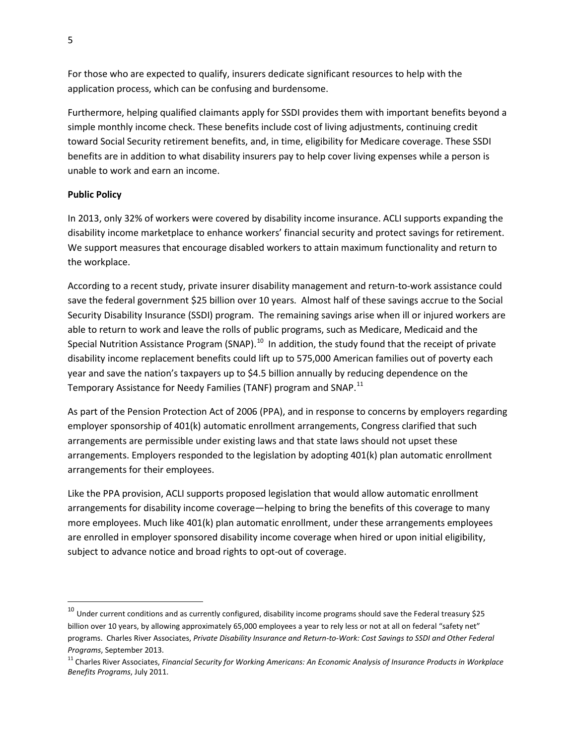For those who are expected to qualify, insurers dedicate significant resources to help with the application process, which can be confusing and burdensome.

Furthermore, helping qualified claimants apply for SSDI provides them with important benefits beyond a simple monthly income check. These benefits include cost of living adjustments, continuing credit toward Social Security retirement benefits, and, in time, eligibility for Medicare coverage. These SSDI benefits are in addition to what disability insurers pay to help cover living expenses while a person is unable to work and earn an income.

**Public Policy**

In 2013, only 32% of workers were covered by disability income insurance. ACLI supports expanding the disability income marketplace to enhance workers' financial security and protect savings for retirement. We support measures that encourage disabled workers to attain maximum functionality and return to the workplace.

According to a recent study, private insurer disability management and return-to-work assistance could save the federal government $25 billion over 10 years. Almost half of these savings accrue to the Social Security Disability Insurance (SSDI) program. The remaining savings arise when ill or injured workers are able to return to work and leave the rolls of public programs, such as Medicare, Medicaid and the Special Nutrition Assistance Program (SNAP).[10] In addition, the study found that the receipt of private disability income replacement benefits could lift up to 575,000 American families out of poverty each year and save the nation's taxpayers up to $4.5 billion annually by reducing dependence on the Temporary Assistance for Needy Families (TANF) program and SNAP.[11]

As part of the Pension Protection Act of 2006 (PPA), and in response to concerns by employers regarding employer sponsorship of 401(k) automatic enrollment arrangements, Congress clarified that such arrangements are permissible under existing laws and that state laws should not upset these arrangements. Employers responded to the legislation by adopting 401(k) plan automatic enrollment arrangements for their employees.

Like the PPA provision, ACLI supports proposed legislation that would allow automatic enrollment arrangements for disability income coverage—helping to bring the benefits of this coverage to many more employees. Much like 401(k) plan automatic enrollment, under these arrangements employees are enrolled in employer sponsored disability income coverage when hired or upon initial eligibility, subject to advance notice and broad rights to opt-out of coverage.

---

[10] Under current conditions and as currently configured, disability income programs should save the Federal treasury $25 billion over 10 years, by allowing approximately 65,000 employees a year to rely less or not at all on federal "safety net" programs. Charles River Associates, *Private Disability Insurance and Return-to-Work: Cost Savings to SSDI and Other Federal Programs*, September 2013.

[11] Charles River Associates, *Financial Security for Working Americans: An Economic Analysis of Insurance Products in Workplace Benefits Programs*, July 2011.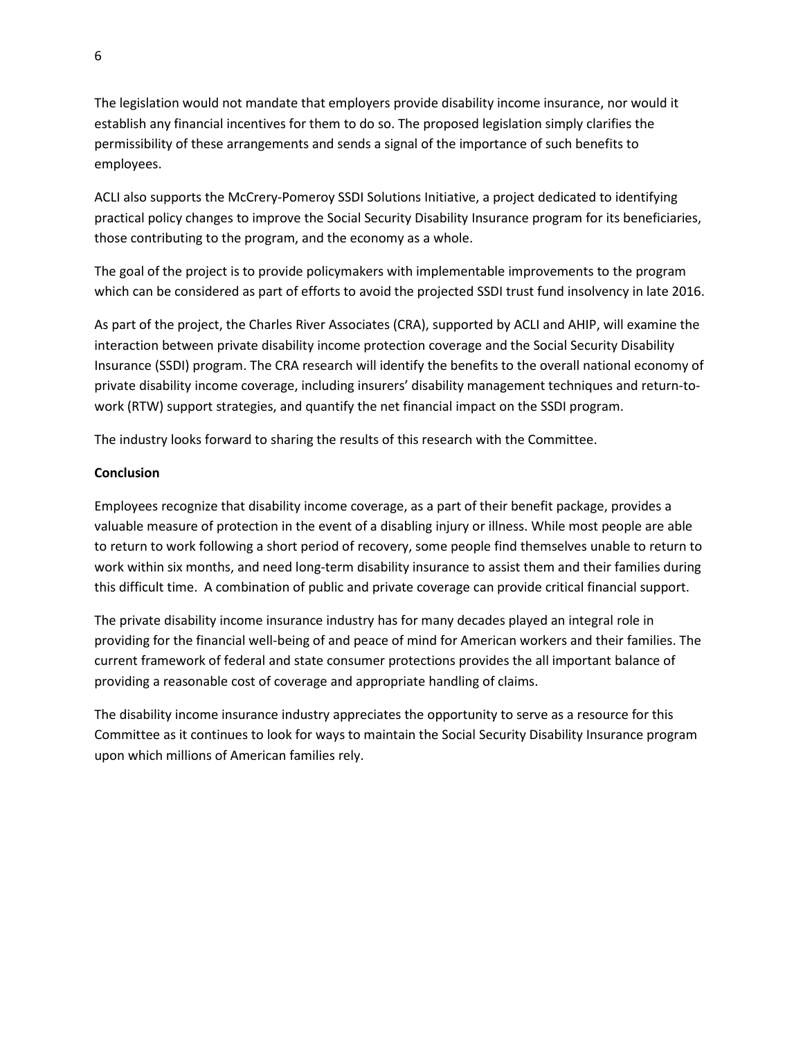The legislation would not mandate that employers provide disability income insurance, nor would it establish any financial incentives for them to do so. The proposed legislation simply clarifies the permissibility of these arrangements and sends a signal of the importance of such benefits to employees.

ACLI also supports the McCrery-Pomeroy SSDI Solutions Initiative, a project dedicated to identifying practical policy changes to improve the Social Security Disability Insurance program for its beneficiaries, those contributing to the program, and the economy as a whole.

The goal of the project is to provide policymakers with implementable improvements to the program which can be considered as part of efforts to avoid the projected SSDI trust fund insolvency in late 2016.

As part of the project, the Charles River Associates (CRA), supported by ACLI and AHIP, will examine the interaction between private disability income protection coverage and the Social Security Disability Insurance (SSDI) program. The CRA research will identify the benefits to the overall national economy of private disability income coverage, including insurers' disability management techniques and return-to-work (RTW) support strategies, and quantify the net financial impact on the SSDI program.

The industry looks forward to sharing the results of this research with the Committee.

**Conclusion**

Employees recognize that disability income coverage, as a part of their benefit package, provides a valuable measure of protection in the event of a disabling injury or illness. While most people are able to return to work following a short period of recovery, some people find themselves unable to return to work within six months, and need long-term disability insurance to assist them and their families during this difficult time. A combination of public and private coverage can provide critical financial support.

The private disability income insurance industry has for many decades played an integral role in providing for the financial well-being of and peace of mind for American workers and their families. The current framework of federal and state consumer protections provides the all important balance of providing a reasonable cost of coverage and appropriate handling of claims.

The disability income insurance industry appreciates the opportunity to serve as a resource for this Committee as it continues to look for ways to maintain the Social Security Disability Insurance program upon which millions of American families rely.